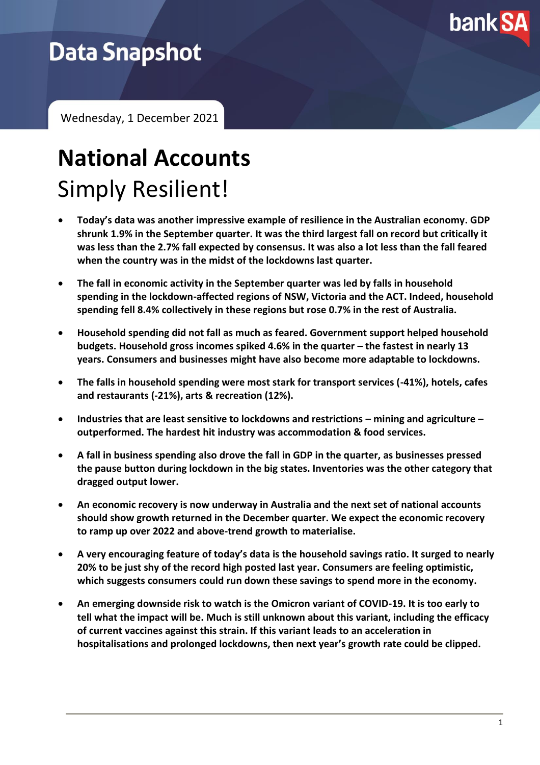# Data Snapshot

Wednesday, 1 December 2021

# National Accounts

## Simply Resilient!

- **Today's data was another impressive example of resilience in the Australian economy. GDP shrunk 1.9% in the September quarter. It was the third largest fall on record but critically it was less than the 2.7% fall expected by consensus. It was also a lot less than the fall feared when the country was in the midst of the lockdowns last quarter.**
- **The fall in economic activity in the September quarter was led by falls in household spending in the lockdown-affected regions of NSW, Victoria and the ACT. Indeed, household spending fell 8.4% collectively in these regions but rose 0.7% in the rest of Australia.**
- **Household spending did not fall as much as feared. Government support helped household budgets. Household gross incomes spiked 4.6% in the quarter – the fastest in nearly 13 years. Consumers and businesses might have also become more adaptable to lockdowns.**
- **The falls in household spending were most stark for transport services (-41%), hotels, cafes and restaurants (-21%), arts & recreation (12%).**
- **Industries that are least sensitive to lockdowns and restrictions – mining and agriculture – outperformed. The hardest hit industry was accommodation & food services.**
- **A fall in business spending also drove the fall in GDP in the quarter, as businesses pressed the pause button during lockdown in the big states. Inventories was the other category that dragged output lower.**
- **An economic recovery is now underway in Australia and the next set of national accounts should show growth returned in the December quarter. We expect the economic recovery to ramp up over 2022 and above-trend growth to materialise.**
- **A very encouraging feature of today's data is the household savings ratio. It surged to nearly 20% to be just shy of the record high posted last year. Consumers are feeling optimistic, which suggests consumers could run down these savings to spend more in the economy.**
- **An emerging downside risk to watch is the Omicron variant of COVID-19. It is too early to tell what the impact will be. Much is still unknown about this variant, including the efficacy of current vaccines against this strain. If this variant leads to an acceleration in hospitalisations and prolonged lockdowns, then next year's growth rate could be clipped.**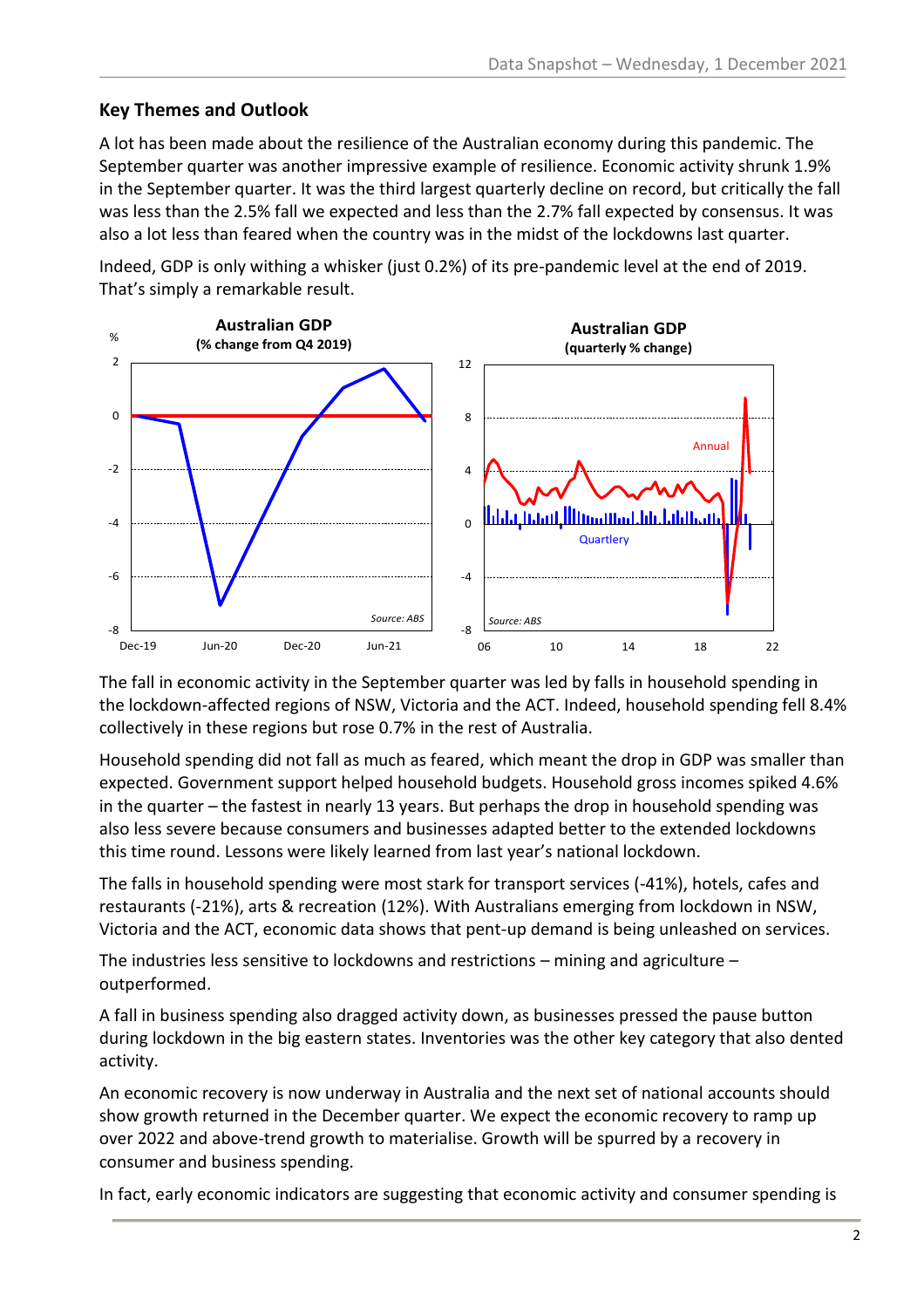## Key Themes and Outlook

A lot has been made about the resilience of the Australian economy during this pandemic. The September quarter was another impressive example of resilience. Economic activity shrunk 1.9% in the September quarter. It was the third largest quarterly decline on record, but critically the fall was less than the 2.5% fall we expected and less than the 2.7% fall expected by consensus. It was also a lot less than feared when the country was in the midst of the lockdowns last quarter.

Indeed, GDP is only withing a whisker (just 0.2%) of its pre-pandemic level at the end of 2019. That's simply a remarkable result.

The fall in economic activity in the September quarter was led by falls in household spending in the lockdown-affected regions of NSW, Victoria and the ACT. Indeed, household spending fell 8.4% collectively in these regions but rose 0.7% in the rest of Australia.

Household spending did not fall as much as feared, which meant the drop in GDP was smaller than expected. Government support helped household budgets. Household gross incomes spiked 4.6% in the quarter – the fastest in nearly 13 years. But perhaps the drop in household spending was also less severe because consumers and businesses adapted better to the extended lockdowns this time round. Lessons were likely learned from last year's national lockdown.

The falls in household spending were most stark for transport services (-41%), hotels, cafes and restaurants (-21%), arts & recreation (12%). With Australians emerging from lockdown in NSW, Victoria and the ACT, economic data shows that pent-up demand is being unleashed on services.

The industries less sensitive to lockdowns and restrictions – mining and agriculture – outperformed.

A fall in business spending also dragged activity down, as businesses pressed the pause button during lockdown in the big eastern states. Inventories was the other key category that also dented activity.

An economic recovery is now underway in Australia and the next set of national accounts should show growth returned in the December quarter. We expect the economic recovery to ramp up over 2022 and above-trend growth to materialise. Growth will be spurred by a recovery in consumer and business spending.

In fact, early economic indicators are suggesting that economic activity and consumer spending is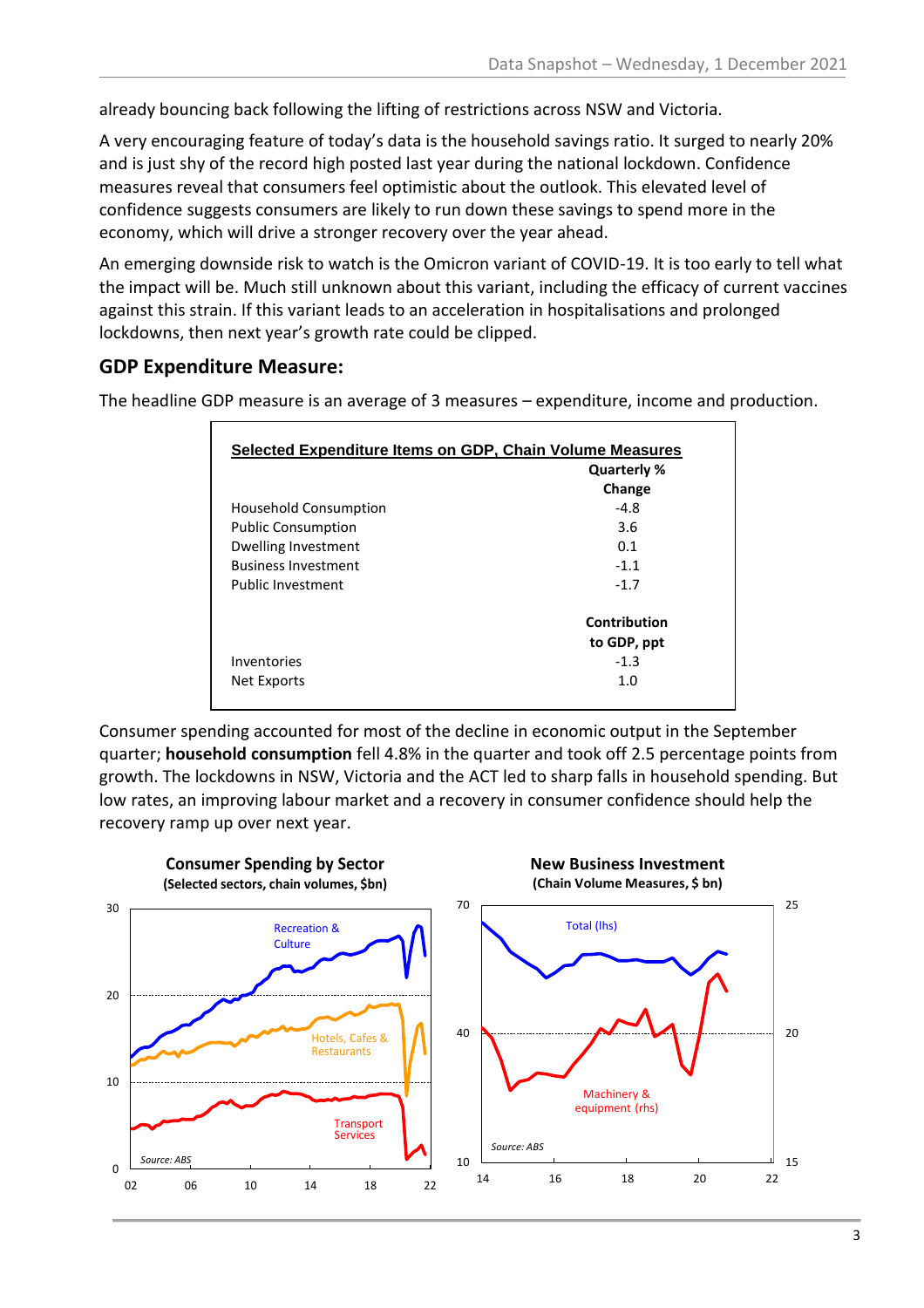already bouncing back following the lifting of restrictions across NSW and Victoria.

A very encouraging feature of today's data is the household savings ratio. It surged to nearly 20% and is just shy of the record high posted last year during the national lockdown. Confidence measures reveal that consumers feel optimistic about the outlook. This elevated level of confidence suggests consumers are likely to run down these savings to spend more in the economy, which will drive a stronger recovery over the year ahead.

An emerging downside risk to watch is the Omicron variant of COVID-19. It is too early to tell what the impact will be. Much still unknown about this variant, including the efficacy of current vaccines against this strain. If this variant leads to an acceleration in hospitalisations and prolonged lockdowns, then next year's growth rate could be clipped.

## GDP Expenditure Measure:

The headline GDP measure is an average of 3 measures – expenditure, income and production.

**Selected Expenditure Items on GDP, Chain Volume Measures**

| | Quarterly % Change |
|---|---|
| Household Consumption | -4.8 |
| Public Consumption | 3.6 |
| Dwelling Investment | 0.1 |
| Business Investment | -1.1 |
| Public Investment | -1.7 |
| | **Contribution to GDP, ppt** |
| Inventories | -1.3 |
| Net Exports | 1.0 |

Consumer spending accounted for most of the decline in economic output in the September quarter; **household consumption** fell 4.8% in the quarter and took off 2.5 percentage points from growth. The lockdowns in NSW, Victoria and the ACT led to sharp falls in household spending. But low rates, an improving labour market and a recovery in consumer confidence should help the recovery ramp up over next year.

**Consumer Spending by Sector**
**(Selected sectors, chain volumes, $bn)**

Recreation & Culture; Hotels, Cafes & Restaurants; Transport Services

Source: ABS

**New Business Investment**
**(Chain Volume Measures, $ bn)**

Total (lhs); Machinery & equipment (rhs)

Source: ABS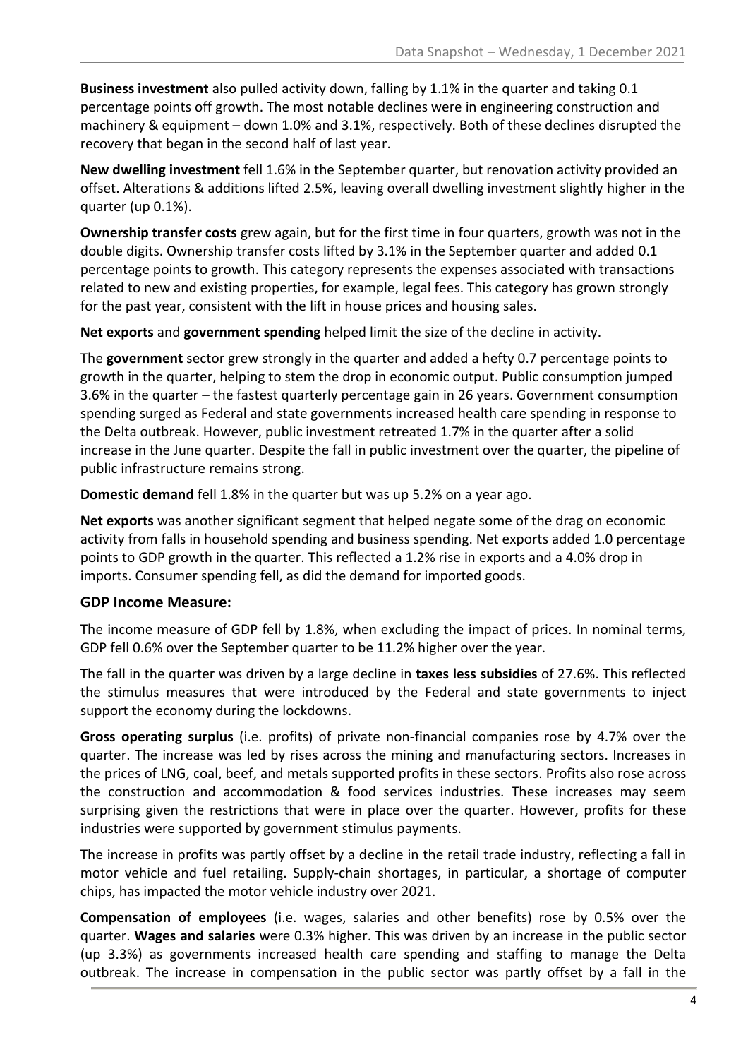**Business investment** also pulled activity down, falling by 1.1% in the quarter and taking 0.1 percentage points off growth. The most notable declines were in engineering construction and machinery & equipment – down 1.0% and 3.1%, respectively. Both of these declines disrupted the recovery that began in the second half of last year.

**New dwelling investment** fell 1.6% in the September quarter, but renovation activity provided an offset. Alterations & additions lifted 2.5%, leaving overall dwelling investment slightly higher in the quarter (up 0.1%).

**Ownership transfer costs** grew again, but for the first time in four quarters, growth was not in the double digits. Ownership transfer costs lifted by 3.1% in the September quarter and added 0.1 percentage points to growth. This category represents the expenses associated with transactions related to new and existing properties, for example, legal fees. This category has grown strongly for the past year, consistent with the lift in house prices and housing sales.

**Net exports** and **government spending** helped limit the size of the decline in activity.

The **government** sector grew strongly in the quarter and added a hefty 0.7 percentage points to growth in the quarter, helping to stem the drop in economic output. Public consumption jumped 3.6% in the quarter – the fastest quarterly percentage gain in 26 years. Government consumption spending surged as Federal and state governments increased health care spending in response to the Delta outbreak. However, public investment retreated 1.7% in the quarter after a solid increase in the June quarter. Despite the fall in public investment over the quarter, the pipeline of public infrastructure remains strong.

**Domestic demand** fell 1.8% in the quarter but was up 5.2% on a year ago.

**Net exports** was another significant segment that helped negate some of the drag on economic activity from falls in household spending and business spending. Net exports added 1.0 percentage points to GDP growth in the quarter. This reflected a 1.2% rise in exports and a 4.0% drop in imports. Consumer spending fell, as did the demand for imported goods.

## GDP Income Measure:

The income measure of GDP fell by 1.8%, when excluding the impact of prices. In nominal terms, GDP fell 0.6% over the September quarter to be 11.2% higher over the year.

The fall in the quarter was driven by a large decline in **taxes less subsidies** of 27.6%. This reflected the stimulus measures that were introduced by the Federal and state governments to inject support the economy during the lockdowns.

**Gross operating surplus** (i.e. profits) of private non-financial companies rose by 4.7% over the quarter. The increase was led by rises across the mining and manufacturing sectors. Increases in the prices of LNG, coal, beef, and metals supported profits in these sectors. Profits also rose across the construction and accommodation & food services industries. These increases may seem surprising given the restrictions that were in place over the quarter. However, profits for these industries were supported by government stimulus payments.

The increase in profits was partly offset by a decline in the retail trade industry, reflecting a fall in motor vehicle and fuel retailing. Supply-chain shortages, in particular, a shortage of computer chips, has impacted the motor vehicle industry over 2021.

**Compensation of employees** (i.e. wages, salaries and other benefits) rose by 0.5% over the quarter. **Wages and salaries** were 0.3% higher. This was driven by an increase in the public sector (up 3.3%) as governments increased health care spending and staffing to manage the Delta outbreak. The increase in compensation in the public sector was partly offset by a fall in the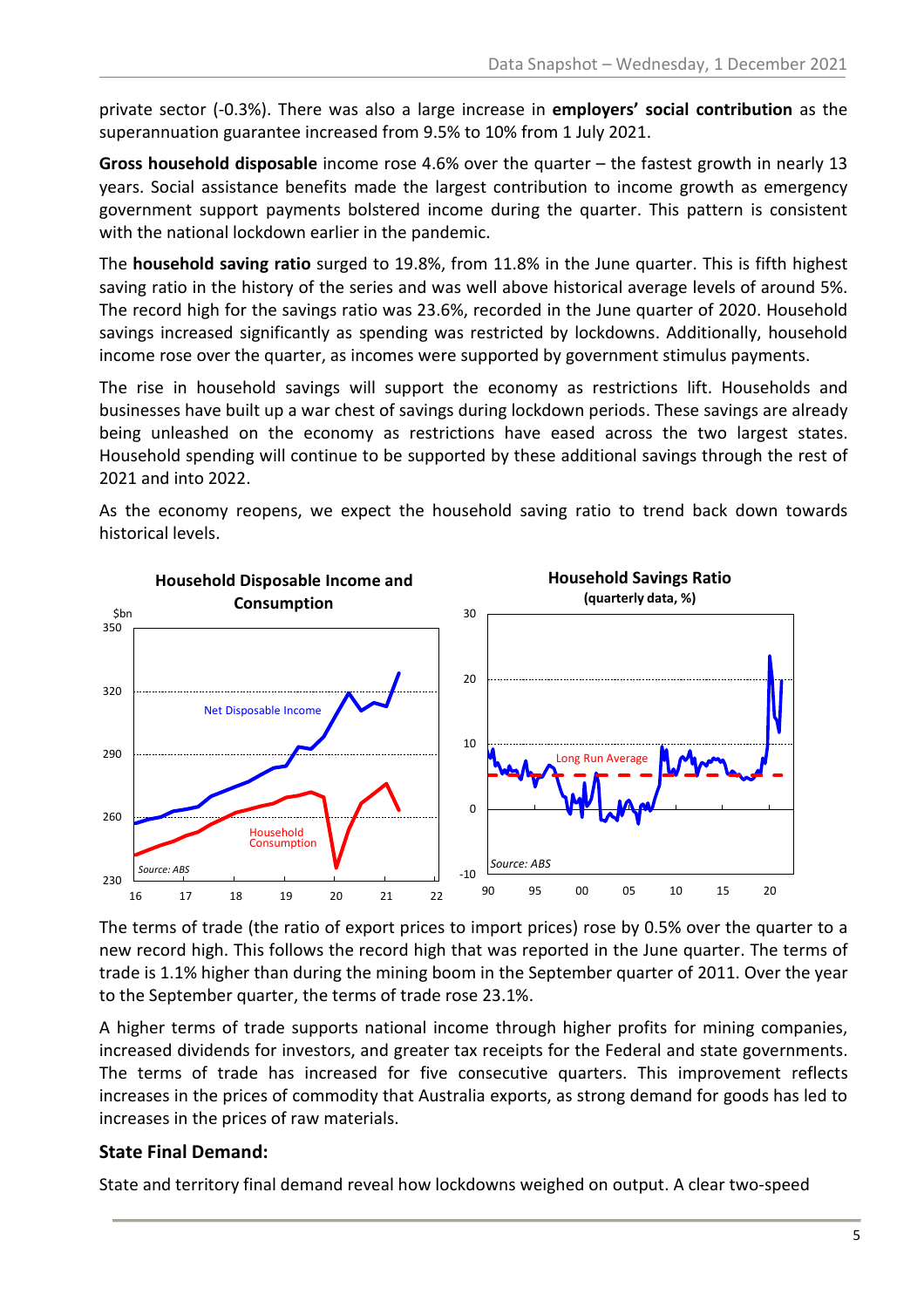private sector (-0.3%). There was also a large increase in **employers' social contribution** as the superannuation guarantee increased from 9.5% to 10% from 1 July 2021.

**Gross household disposable** income rose 4.6% over the quarter – the fastest growth in nearly 13 years. Social assistance benefits made the largest contribution to income growth as emergency government support payments bolstered income during the quarter. This pattern is consistent with the national lockdown earlier in the pandemic.

The **household saving ratio** surged to 19.8%, from 11.8% in the June quarter. This is fifth highest saving ratio in the history of the series and was well above historical average levels of around 5%. The record high for the savings ratio was 23.6%, recorded in the June quarter of 2020. Household savings increased significantly as spending was restricted by lockdowns. Additionally, household income rose over the quarter, as incomes were supported by government stimulus payments.

The rise in household savings will support the economy as restrictions lift. Households and businesses have built up a war chest of savings during lockdown periods. These savings are already being unleashed on the economy as restrictions have eased across the two largest states. Household spending will continue to be supported by these additional savings through the rest of 2021 and into 2022.

As the economy reopens, we expect the household saving ratio to trend back down towards historical levels.

The terms of trade (the ratio of export prices to import prices) rose by 0.5% over the quarter to a new record high. This follows the record high that was reported in the June quarter. The terms of trade is 1.1% higher than during the mining boom in the September quarter of 2011. Over the year to the September quarter, the terms of trade rose 23.1%.

A higher terms of trade supports national income through higher profits for mining companies, increased dividends for investors, and greater tax receipts for the Federal and state governments. The terms of trade has increased for five consecutive quarters. This improvement reflects increases in the prices of commodity that Australia exports, as strong demand for goods has led to increases in the prices of raw materials.

### State Final Demand:

State and territory final demand reveal how lockdowns weighed on output. A clear two-speed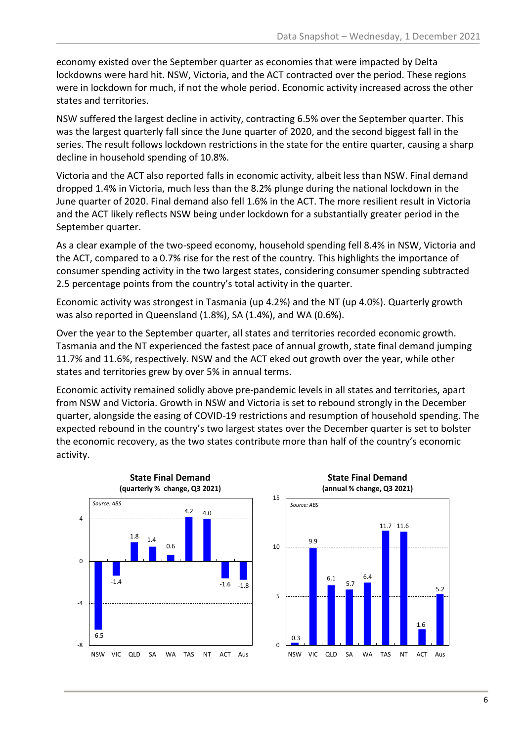economy existed over the September quarter as economies that were impacted by Delta lockdowns were hard hit. NSW, Victoria, and the ACT contracted over the period. These regions were in lockdown for much, if not the whole period. Economic activity increased across the other states and territories.

NSW suffered the largest decline in activity, contracting 6.5% over the September quarter. This was the largest quarterly fall since the June quarter of 2020, and the second biggest fall in the series. The result follows lockdown restrictions in the state for the entire quarter, causing a sharp decline in household spending of 10.8%.

Victoria and the ACT also reported falls in economic activity, albeit less than NSW. Final demand dropped 1.4% in Victoria, much less than the 8.2% plunge during the national lockdown in the June quarter of 2020. Final demand also fell 1.6% in the ACT. The more resilient result in Victoria and the ACT likely reflects NSW being under lockdown for a substantially greater period in the September quarter.

As a clear example of the two-speed economy, household spending fell 8.4% in NSW, Victoria and the ACT, compared to a 0.7% rise for the rest of the country. This highlights the importance of consumer spending activity in the two largest states, considering consumer spending subtracted 2.5 percentage points from the country's total activity in the quarter.

Economic activity was strongest in Tasmania (up 4.2%) and the NT (up 4.0%). Quarterly growth was also reported in Queensland (1.8%), SA (1.4%), and WA (0.6%).

Over the year to the September quarter, all states and territories recorded economic growth. Tasmania and the NT experienced the fastest pace of annual growth, state final demand jumping 11.7% and 11.6%, respectively. NSW and the ACT eked out growth over the year, while other states and territories grew by over 5% in annual terms.

Economic activity remained solidly above pre-pandemic levels in all states and territories, apart from NSW and Victoria. Growth in NSW and Victoria is set to rebound strongly in the December quarter, alongside the easing of COVID-19 restrictions and resumption of household spending. The expected rebound in the country's two largest states over the December quarter is set to bolster the economic recovery, as the two states contribute more than half of the country's economic activity.

**State Final Demand**
**(quarterly % change, Q3 2021)**

*Source: ABS*

| NSW | VIC | QLD | SA | WA | TAS | NT | ACT | Aus |
|---|---|---|---|---|---|---|---|---|
| -6.5 | -1.4 | 1.8 | 1.4 | 0.6 | 4.2 | 4.0 | -1.6 | -1.8 |

**State Final Demand**
**(annual % change, Q3 2021)**

*Source: ABS*

| NSW | VIC | QLD | SA | WA | TAS | NT | ACT | Aus |
|---|---|---|---|---|---|---|---|---|
| 0.3 | 9.9 | 6.1 | 5.7 | 6.4 | 11.7 | 11.6 | 1.6 | 5.2 |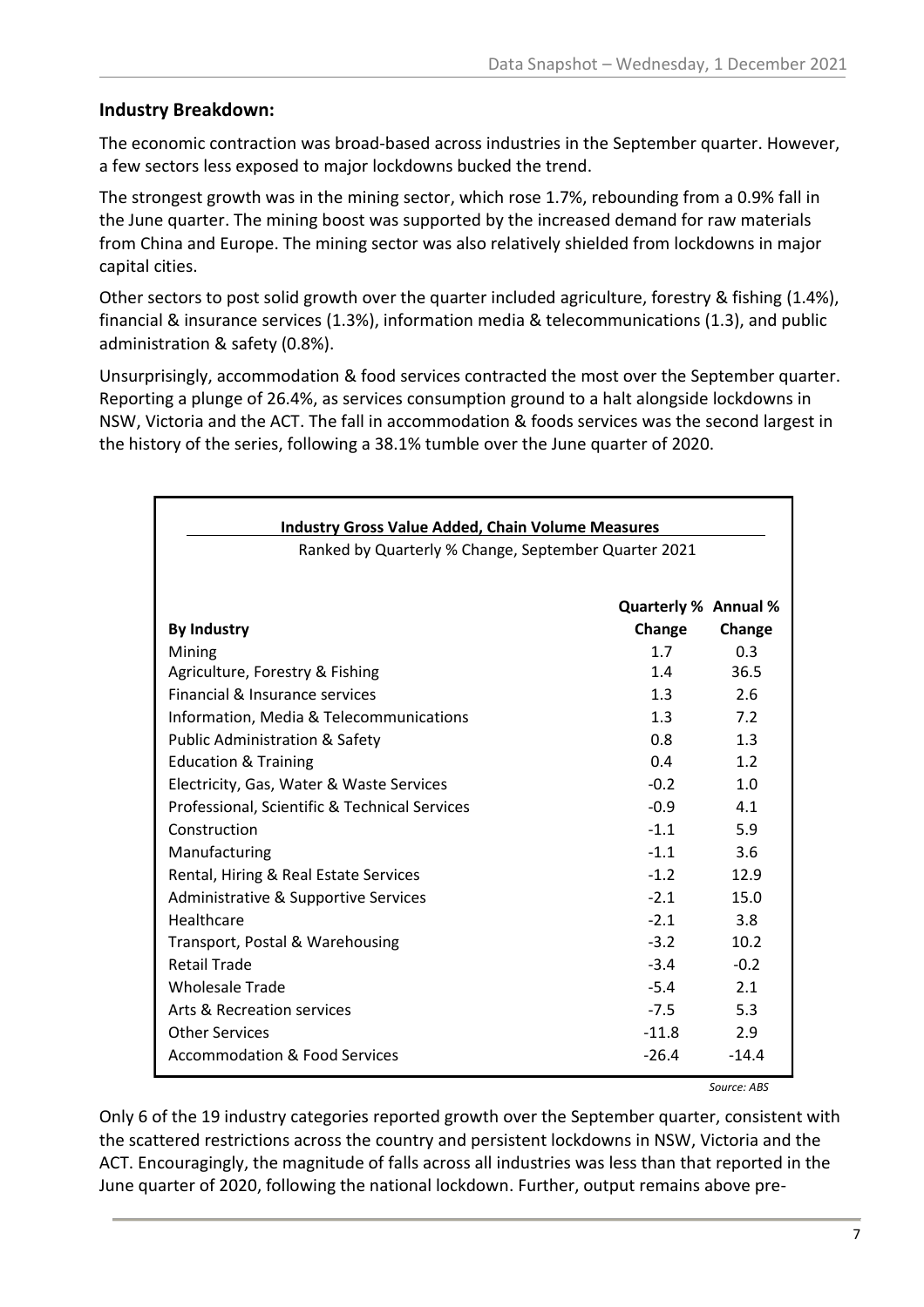## Industry Breakdown:

The economic contraction was broad-based across industries in the September quarter. However, a few sectors less exposed to major lockdowns bucked the trend.

The strongest growth was in the mining sector, which rose 1.7%, rebounding from a 0.9% fall in the June quarter. The mining boost was supported by the increased demand for raw materials from China and Europe. The mining sector was also relatively shielded from lockdowns in major capital cities.

Other sectors to post solid growth over the quarter included agriculture, forestry & fishing (1.4%), financial & insurance services (1.3%), information media & telecommunications (1.3), and public administration & safety (0.8%).

Unsurprisingly, accommodation & food services contracted the most over the September quarter. Reporting a plunge of 26.4%, as services consumption ground to a halt alongside lockdowns in NSW, Victoria and the ACT. The fall in accommodation & foods services was the second largest in the history of the series, following a 38.1% tumble over the June quarter of 2020.

**Industry Gross Value Added, Chain Volume Measures**

Ranked by Quarterly % Change, September Quarter 2021

| By Industry | Quarterly % Change | Annual % Change |
|---|---|---|
| Mining | 1.7 | 0.3 |
| Agriculture, Forestry & Fishing | 1.4 | 36.5 |
| Financial & Insurance services | 1.3 | 2.6 |
| Information, Media & Telecommunications | 1.3 | 7.2 |
| Public Administration & Safety | 0.8 | 1.3 |
| Education & Training | 0.4 | 1.2 |
| Electricity, Gas, Water & Waste Services | -0.2 | 1.0 |
| Professional, Scientific & Technical Services | -0.9 | 4.1 |
| Construction | -1.1 | 5.9 |
| Manufacturing | -1.1 | 3.6 |
| Rental, Hiring & Real Estate Services | -1.2 | 12.9 |
| Administrative & Supportive Services | -2.1 | 15.0 |
| Healthcare | -2.1 | 3.8 |
| Transport, Postal & Warehousing | -3.2 | 10.2 |
| Retail Trade | -3.4 | -0.2 |
| Wholesale Trade | -5.4 | 2.1 |
| Arts & Recreation services | -7.5 | 5.3 |
| Other Services | -11.8 | 2.9 |
| Accommodation & Food Services | -26.4 | -14.4 |

*Source: ABS*

Only 6 of the 19 industry categories reported growth over the September quarter, consistent with the scattered restrictions across the country and persistent lockdowns in NSW, Victoria and the ACT. Encouragingly, the magnitude of falls across all industries was less than that reported in the June quarter of 2020, following the national lockdown. Further, output remains above pre-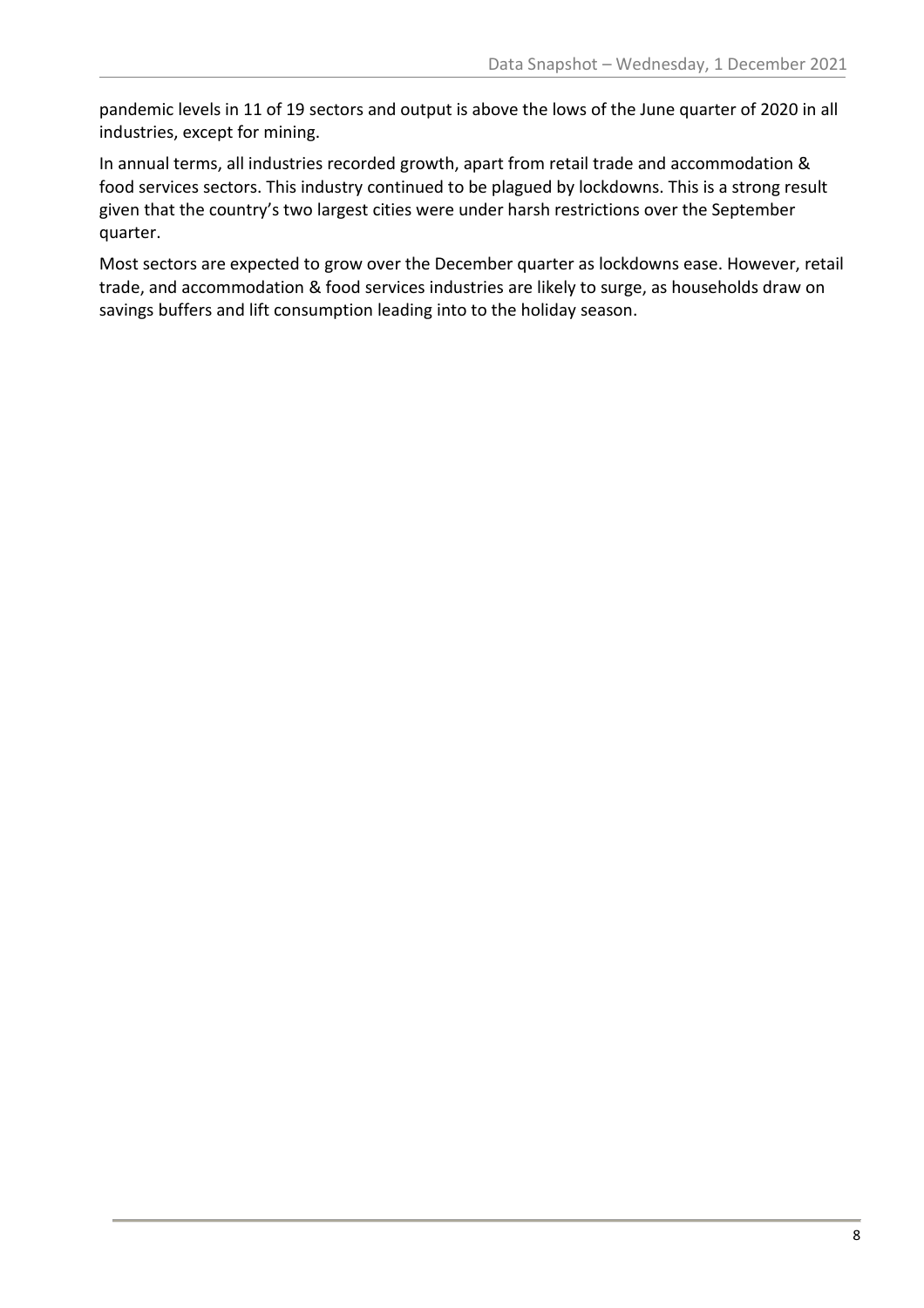pandemic levels in 11 of 19 sectors and output is above the lows of the June quarter of 2020 in all industries, except for mining.

In annual terms, all industries recorded growth, apart from retail trade and accommodation & food services sectors. This industry continued to be plagued by lockdowns. This is a strong result given that the country's two largest cities were under harsh restrictions over the September quarter.

Most sectors are expected to grow over the December quarter as lockdowns ease. However, retail trade, and accommodation & food services industries are likely to surge, as households draw on savings buffers and lift consumption leading into to the holiday season.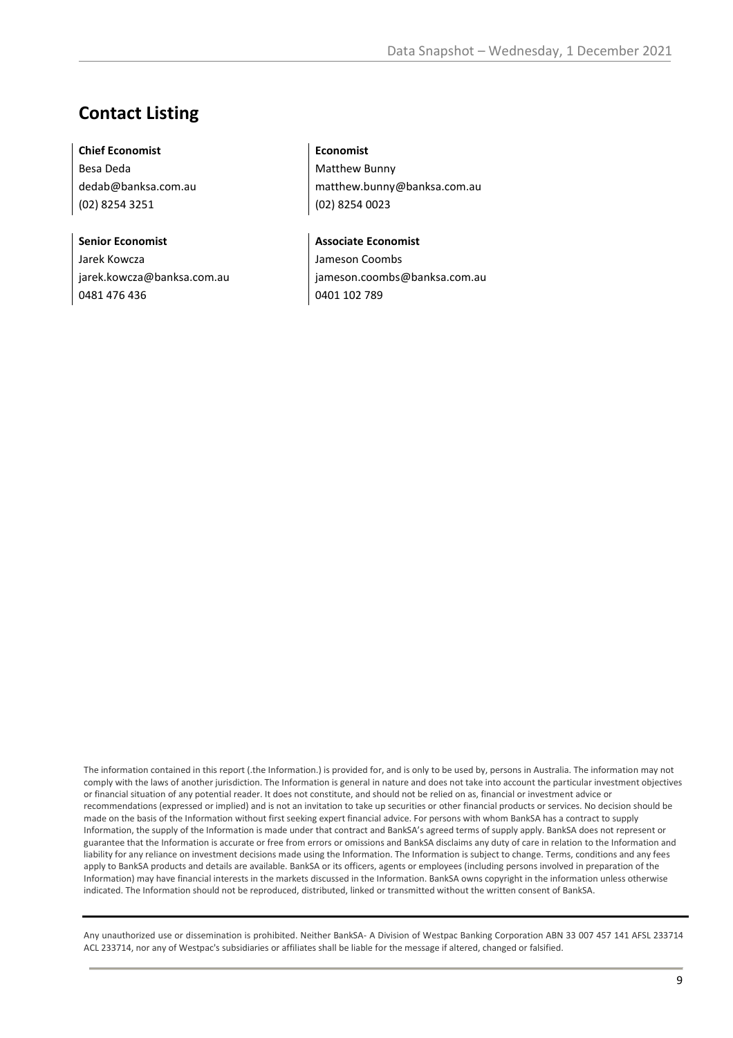## Contact Listing

**Chief Economist**
Besa Deda
dedab@banksa.com.au
(02) 8254 3251

**Senior Economist**
Jarek Kowcza
jarek.kowcza@banksa.com.au
0481 476 436

**Economist**
Matthew Bunny
matthew.bunny@banksa.com.au
(02) 8254 0023

**Associate Economist**
Jameson Coombs
jameson.coombs@banksa.com.au
0401 102 789

The information contained in this report (.the Information.) is provided for, and is only to be used by, persons in Australia. The information may not comply with the laws of another jurisdiction. The Information is general in nature and does not take into account the particular investment objectives or financial situation of any potential reader. It does not constitute, and should not be relied on as, financial or investment advice or recommendations (expressed or implied) and is not an invitation to take up securities or other financial products or services. No decision should be made on the basis of the Information without first seeking expert financial advice. For persons with whom BankSA has a contract to supply Information, the supply of the Information is made under that contract and BankSA's agreed terms of supply apply. BankSA does not represent or guarantee that the Information is accurate or free from errors or omissions and BankSA disclaims any duty of care in relation to the Information and liability for any reliance on investment decisions made using the Information. The Information is subject to change. Terms, conditions and any fees apply to BankSA products and details are available. BankSA or its officers, agents or employees (including persons involved in preparation of the Information) may have financial interests in the markets discussed in the Information. BankSA owns copyright in the information unless otherwise indicated. The Information should not be reproduced, distributed, linked or transmitted without the written consent of BankSA.

Any unauthorized use or dissemination is prohibited. Neither BankSA- A Division of Westpac Banking Corporation ABN 33 007 457 141 AFSL 233714 ACL 233714, nor any of Westpac's subsidiaries or affiliates shall be liable for the message if altered, changed or falsified.